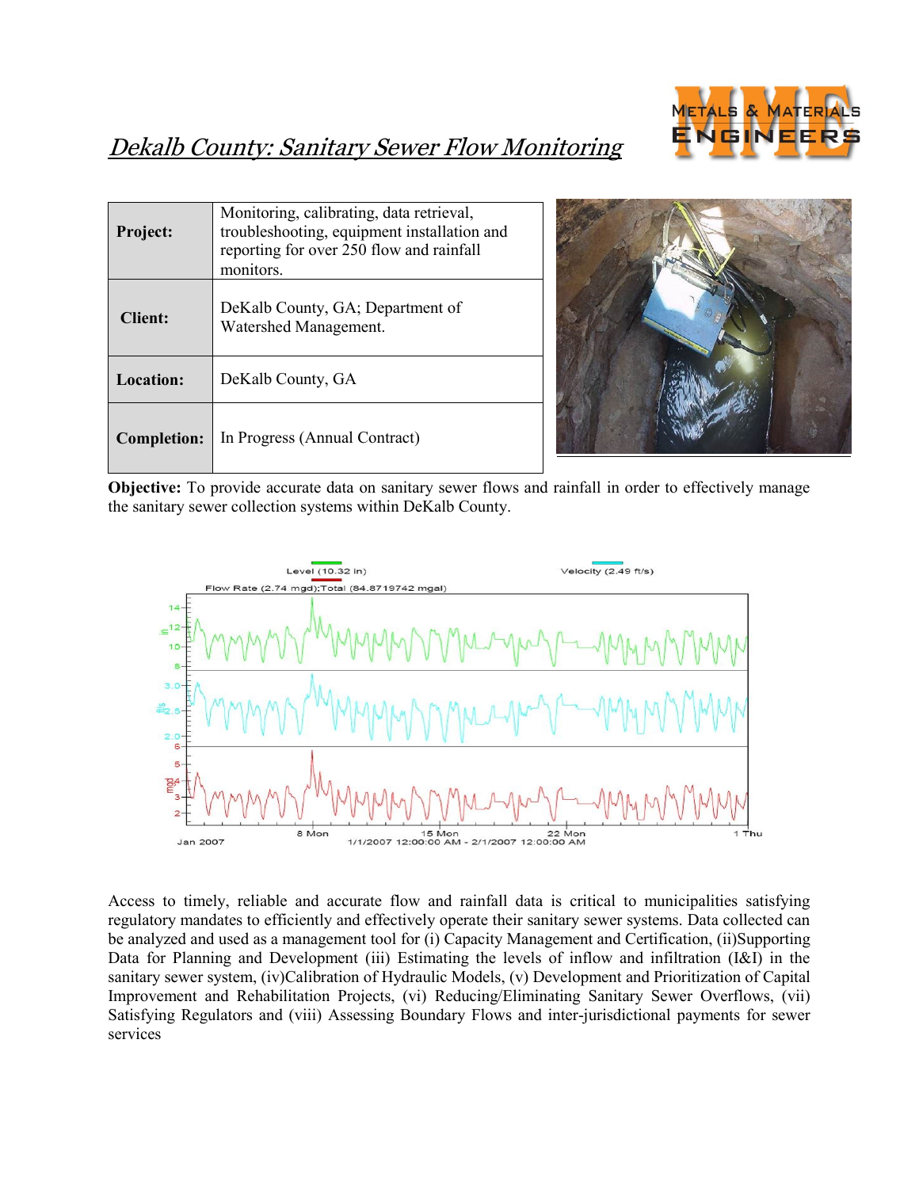# Dekalb County: Sanitary Sewer Flow Monitoring

| | |
|---|---|
| **Project:** | Monitoring, calibrating, data retrieval, troubleshooting, equipment installation and reporting for over 250 flow and rainfall monitors. |
| **Client:** | DeKalb County, GA; Department of Watershed Management. |
| **Location:** | DeKalb County, GA |
| **Completion:** | In Progress (Annual Contract) |

**Objective:** To provide accurate data on sanitary sewer flows and rainfall in order to effectively manage the sanitary sewer collection systems within DeKalb County.

Access to timely, reliable and accurate flow and rainfall data is critical to municipalities satisfying regulatory mandates to efficiently and effectively operate their sanitary sewer systems. Data collected can be analyzed and used as a management tool for (i) Capacity Management and Certification, (ii)Supporting Data for Planning and Development (iii) Estimating the levels of inflow and infiltration (I&I) in the sanitary sewer system, (iv)Calibration of Hydraulic Models, (v) Development and Prioritization of Capital Improvement and Rehabilitation Projects, (vi) Reducing/Eliminating Sanitary Sewer Overflows, (vii) Satisfying Regulators and (viii) Assessing Boundary Flows and inter-jurisdictional payments for sewer services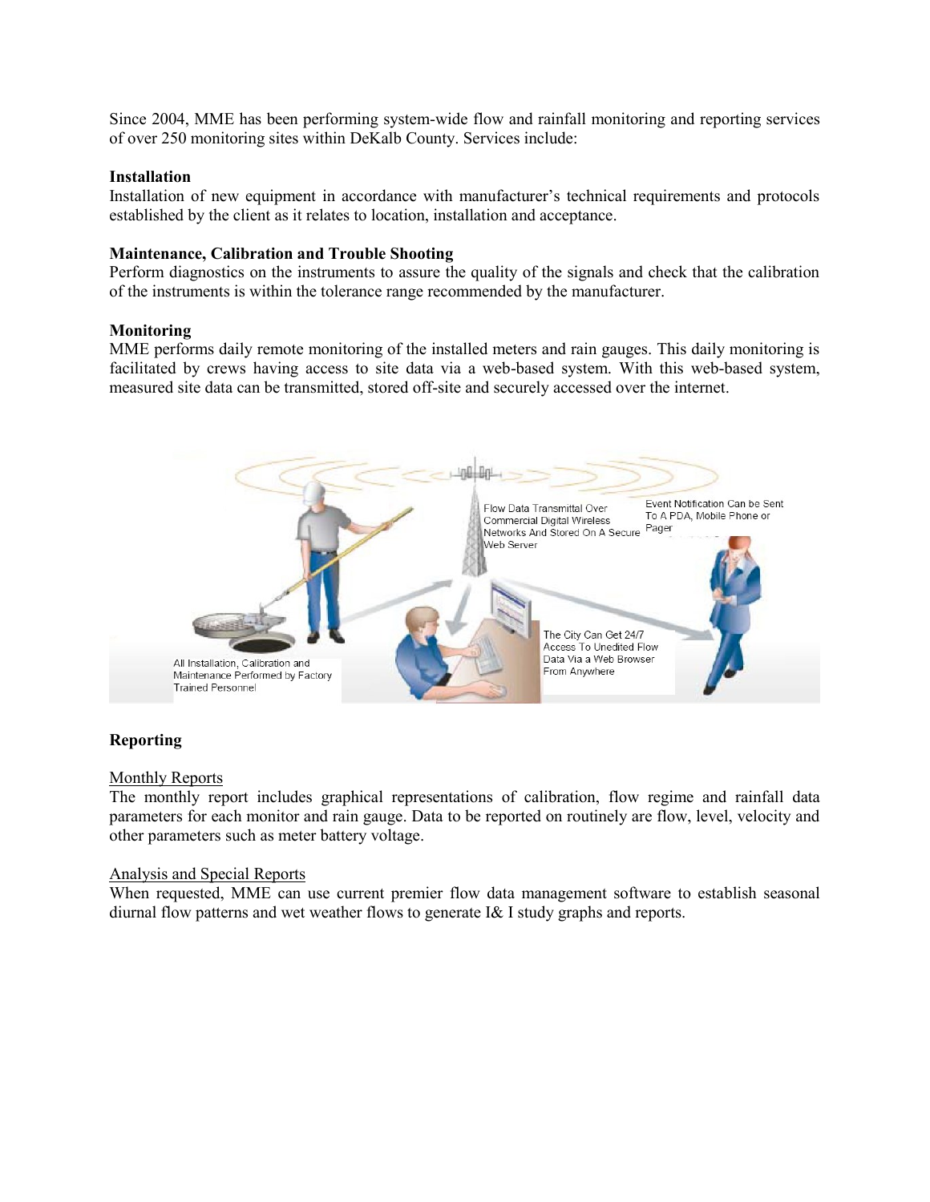Since 2004, MME has been performing system-wide flow and rainfall monitoring and reporting services of over 250 monitoring sites within DeKalb County. Services include:

**Installation**

Installation of new equipment in accordance with manufacturer's technical requirements and protocols established by the client as it relates to location, installation and acceptance.

**Maintenance, Calibration and Trouble Shooting**

Perform diagnostics on the instruments to assure the quality of the signals and check that the calibration of the instruments is within the tolerance range recommended by the manufacturer.

**Monitoring**

MME performs daily remote monitoring of the installed meters and rain gauges. This daily monitoring is facilitated by crews having access to site data via a web-based system. With this web-based system, measured site data can be transmitted, stored off-site and securely accessed over the internet.

Flow Data Transmittal Over Commercial Digital Wireless Networks And Stored On A Secure Web Server

Event Notification Can be Sent To A PDA, Mobile Phone or Pager

The City Can Get 24/7 Access To Unedited Flow Data Via a Web Browser From Anywhere

All Installation, Calibration and Maintenance Performed by Factory Trained Personnel

**Reporting**

Monthly Reports

The monthly report includes graphical representations of calibration, flow regime and rainfall data parameters for each monitor and rain gauge. Data to be reported on routinely are flow, level, velocity and other parameters such as meter battery voltage.

Analysis and Special Reports

When requested, MME can use current premier flow data management software to establish seasonal diurnal flow patterns and wet weather flows to generate I& I study graphs and reports.